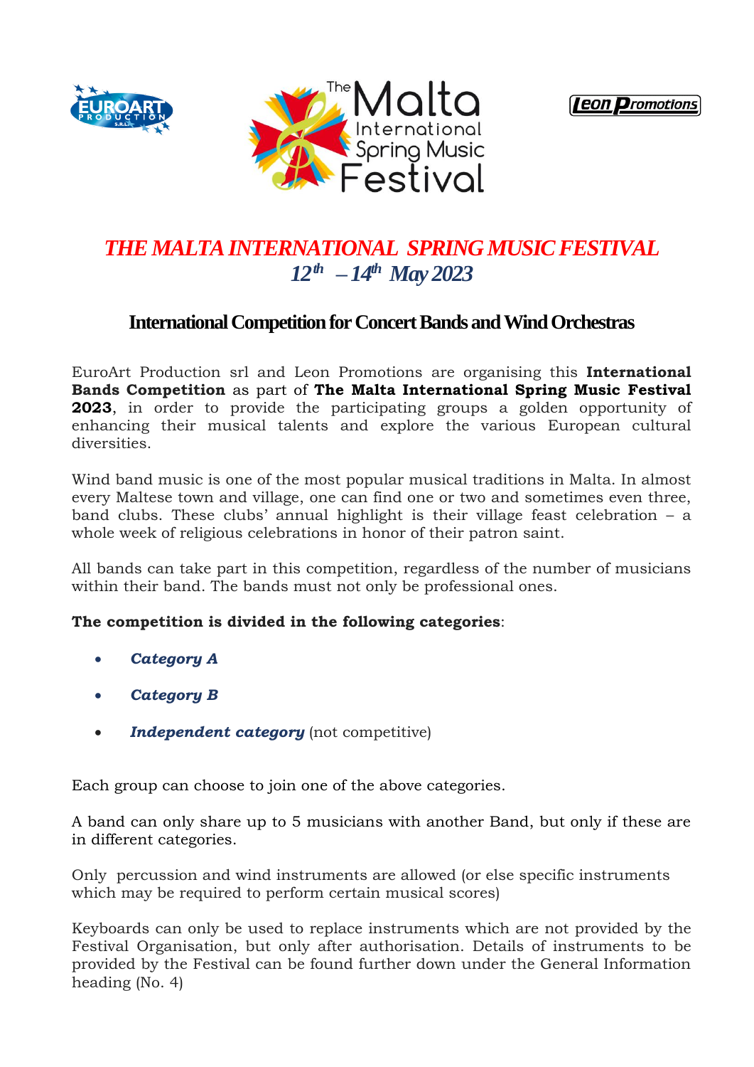# *THE MALTA INTERNATIONAL SPRING MUSIC FESTIVAL*

## *12th – 14th May 2023*

### International Competition for Concert Bands and Wind Orchestras

EuroArt Production srl and Leon Promotions are organising this **International Bands Competition** as part of **The Malta International Spring Music Festival 2023**, in order to provide the participating groups a golden opportunity of enhancing their musical talents and explore the various European cultural diversities.

Wind band music is one of the most popular musical traditions in Malta. In almost every Maltese town and village, one can find one or two and sometimes even three, band clubs. These clubs' annual highlight is their village feast celebration – a whole week of religious celebrations in honor of their patron saint.

All bands can take part in this competition, regardless of the number of musicians within their band. The bands must not only be professional ones.

**The competition is divided in the following categories**:

- ***Category A***
- ***Category B***
- ***Independent category*** (not competitive)

Each group can choose to join one of the above categories.

A band can only share up to 5 musicians with another Band, but only if these are in different categories.

Only percussion and wind instruments are allowed (or else specific instruments which may be required to perform certain musical scores)

Keyboards can only be used to replace instruments which are not provided by the Festival Organisation, but only after authorisation. Details of instruments to be provided by the Festival can be found further down under the General Information heading (No. 4)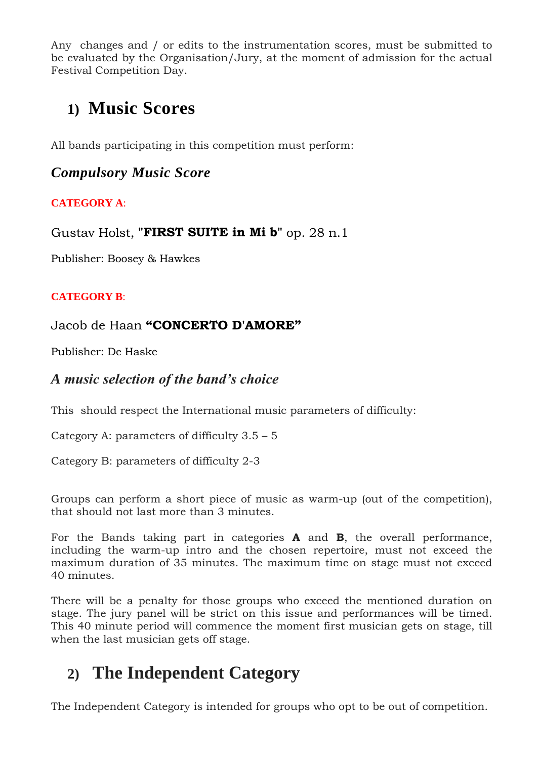Any changes and / or edits to the instrumentation scores, must be submitted to be evaluated by the Organisation/Jury, at the moment of admission for the actual Festival Competition Day.

# 1) Music Scores

All bands participating in this competition must perform:

## *Compulsory Music Score*

**CATEGORY A**:

Gustav Holst, "**FIRST SUITE in Mi b**" op. 28 n.1

Publisher: Boosey & Hawkes

**CATEGORY B**:

Jacob de Haan **“CONCERTO D'AMORE”**

Publisher: De Haske

## *A music selection of the band’s choice*

This should respect the International music parameters of difficulty:

Category A: parameters of difficulty 3.5 – 5

Category B: parameters of difficulty 2-3

Groups can perform a short piece of music as warm-up (out of the competition), that should not last more than 3 minutes.

For the Bands taking part in categories **A** and **B**, the overall performance, including the warm-up intro and the chosen repertoire, must not exceed the maximum duration of 35 minutes. The maximum time on stage must not exceed 40 minutes.

There will be a penalty for those groups who exceed the mentioned duration on stage. The jury panel will be strict on this issue and performances will be timed. This 40 minute period will commence the moment first musician gets on stage, till when the last musician gets off stage.

# 2) The Independent Category

The Independent Category is intended for groups who opt to be out of competition.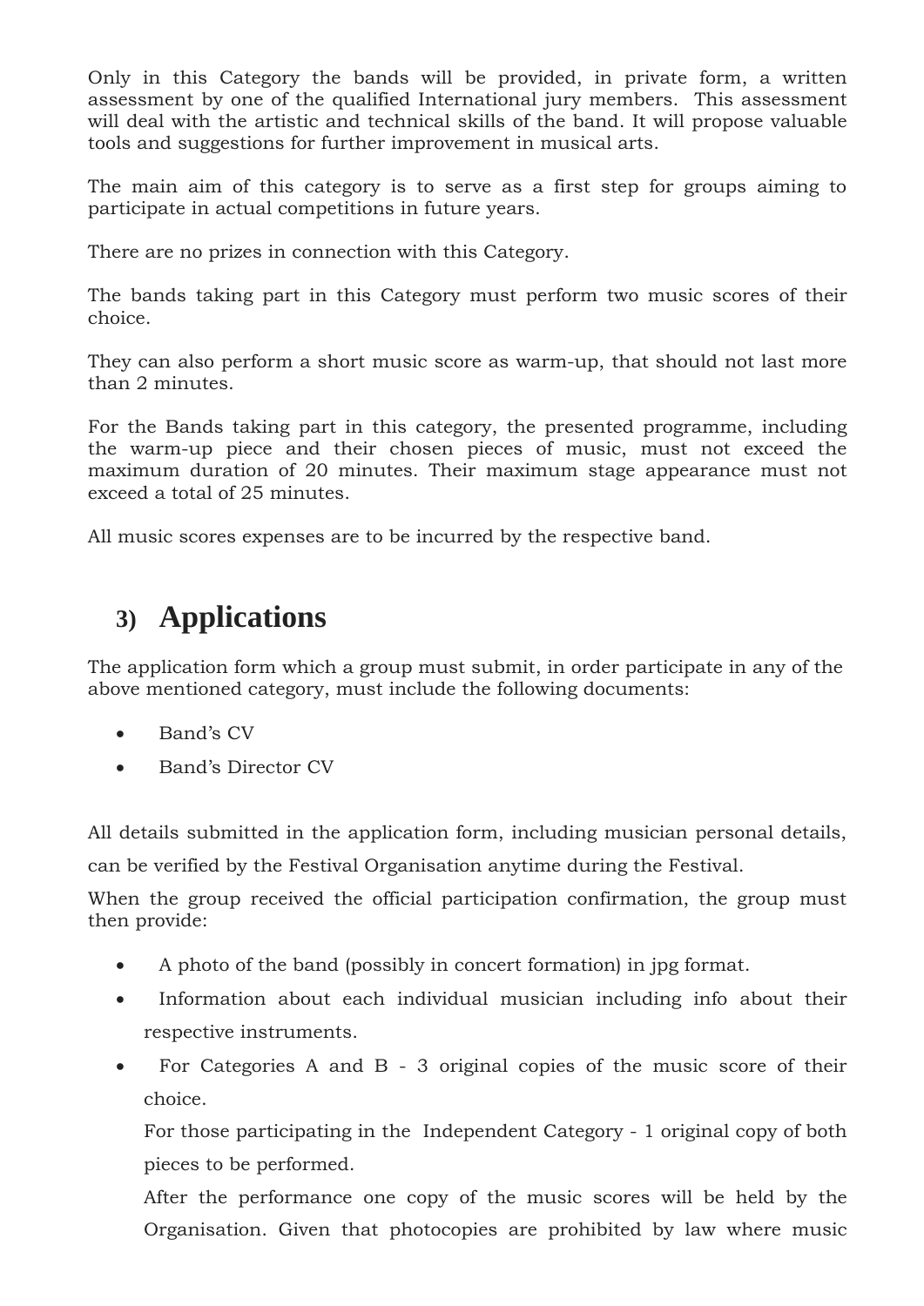Only in this Category the bands will be provided, in private form, a written assessment by one of the qualified International jury members. This assessment will deal with the artistic and technical skills of the band. It will propose valuable tools and suggestions for further improvement in musical arts.

The main aim of this category is to serve as a first step for groups aiming to participate in actual competitions in future years.

There are no prizes in connection with this Category.

The bands taking part in this Category must perform two music scores of their choice.

They can also perform a short music score as warm-up, that should not last more than 2 minutes.

For the Bands taking part in this category, the presented programme, including the warm-up piece and their chosen pieces of music, must not exceed the maximum duration of 20 minutes. Their maximum stage appearance must not exceed a total of 25 minutes.

All music scores expenses are to be incurred by the respective band.

## 3) Applications

The application form which a group must submit, in order participate in any of the above mentioned category, must include the following documents:

- Band's CV
- Band's Director CV

All details submitted in the application form, including musician personal details, can be verified by the Festival Organisation anytime during the Festival.

When the group received the official participation confirmation, the group must then provide:

- A photo of the band (possibly in concert formation) in jpg format.
- Information about each individual musician including info about their respective instruments.
- For Categories A and B - 3 original copies of the music score of their choice.

  For those participating in the Independent Category - 1 original copy of both pieces to be performed.

  After the performance one copy of the music scores will be held by the Organisation. Given that photocopies are prohibited by law where music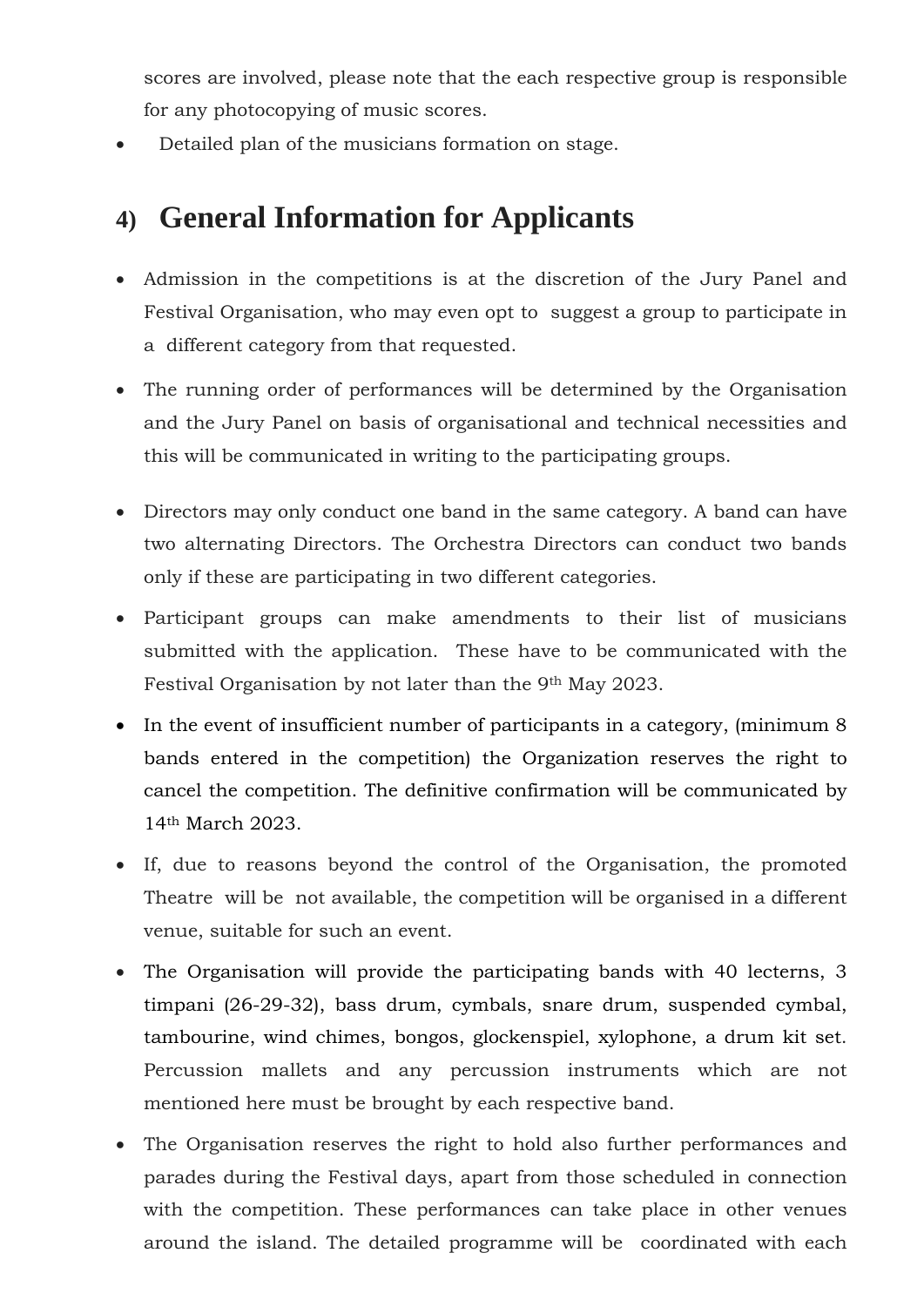scores are involved, please note that the each respective group is responsible for any photocopying of music scores.

- Detailed plan of the musicians formation on stage.

## 4) General Information for Applicants

- Admission in the competitions is at the discretion of the Jury Panel and Festival Organisation, who may even opt to suggest a group to participate in a different category from that requested.
- The running order of performances will be determined by the Organisation and the Jury Panel on basis of organisational and technical necessities and this will be communicated in writing to the participating groups.
- Directors may only conduct one band in the same category. A band can have two alternating Directors. The Orchestra Directors can conduct two bands only if these are participating in two different categories.
- Participant groups can make amendments to their list of musicians submitted with the application. These have to be communicated with the Festival Organisation by not later than the 9th May 2023.
- In the event of insufficient number of participants in a category, (minimum 8 bands entered in the competition) the Organization reserves the right to cancel the competition. The definitive confirmation will be communicated by 14th March 2023.
- If, due to reasons beyond the control of the Organisation, the promoted Theatre will be not available, the competition will be organised in a different venue, suitable for such an event.
- The Organisation will provide the participating bands with 40 lecterns, 3 timpani (26-29-32), bass drum, cymbals, snare drum, suspended cymbal, tambourine, wind chimes, bongos, glockenspiel, xylophone, a drum kit set. Percussion mallets and any percussion instruments which are not mentioned here must be brought by each respective band.
- The Organisation reserves the right to hold also further performances and parades during the Festival days, apart from those scheduled in connection with the competition. These performances can take place in other venues around the island. The detailed programme will be coordinated with each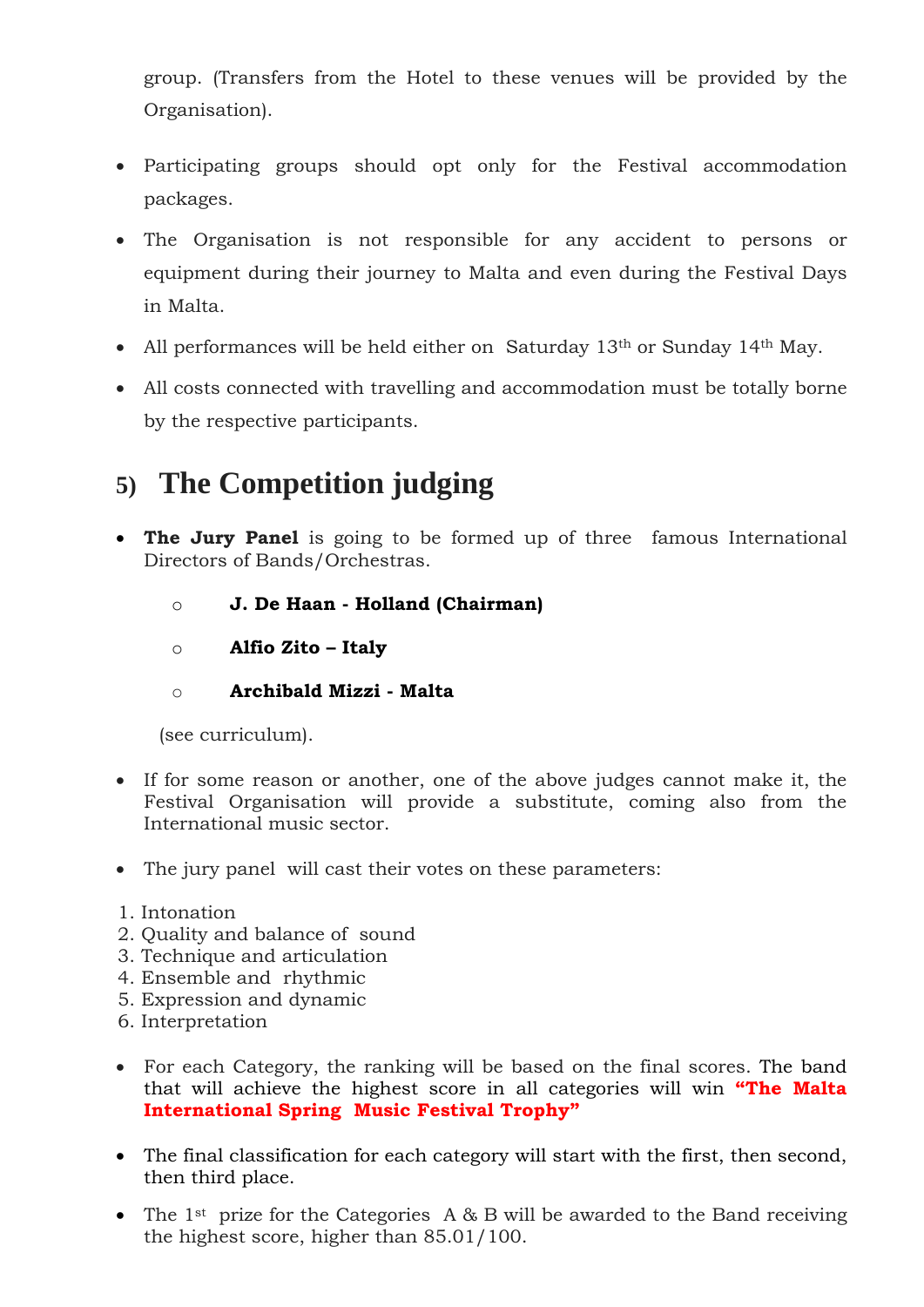group. (Transfers from the Hotel to these venues will be provided by the Organisation).

- Participating groups should opt only for the Festival accommodation packages.
- The Organisation is not responsible for any accident to persons or equipment during their journey to Malta and even during the Festival Days in Malta.
- All performances will be held either on Saturday 13th or Sunday 14th May.
- All costs connected with travelling and accommodation must be totally borne by the respective participants.

## 5) The Competition judging

- **The Jury Panel** is going to be formed up of three famous International Directors of Bands/Orchestras.
    - **J. De Haan - Holland (Chairman)**
    - **Alfio Zito – Italy**
    - **Archibald Mizzi - Malta**

  (see curriculum).

- If for some reason or another, one of the above judges cannot make it, the Festival Organisation will provide a substitute, coming also from the International music sector.
- The jury panel will cast their votes on these parameters:

1. Intonation
2. Quality and balance of sound
3. Technique and articulation
4. Ensemble and rhythmic
5. Expression and dynamic
6. Interpretation

- For each Category, the ranking will be based on the final scores. The band that will achieve the highest score in all categories will win **"The Malta International Spring Music Festival Trophy"**
- The final classification for each category will start with the first, then second, then third place.
- The 1st prize for the Categories A & B will be awarded to the Band receiving the highest score, higher than 85.01/100.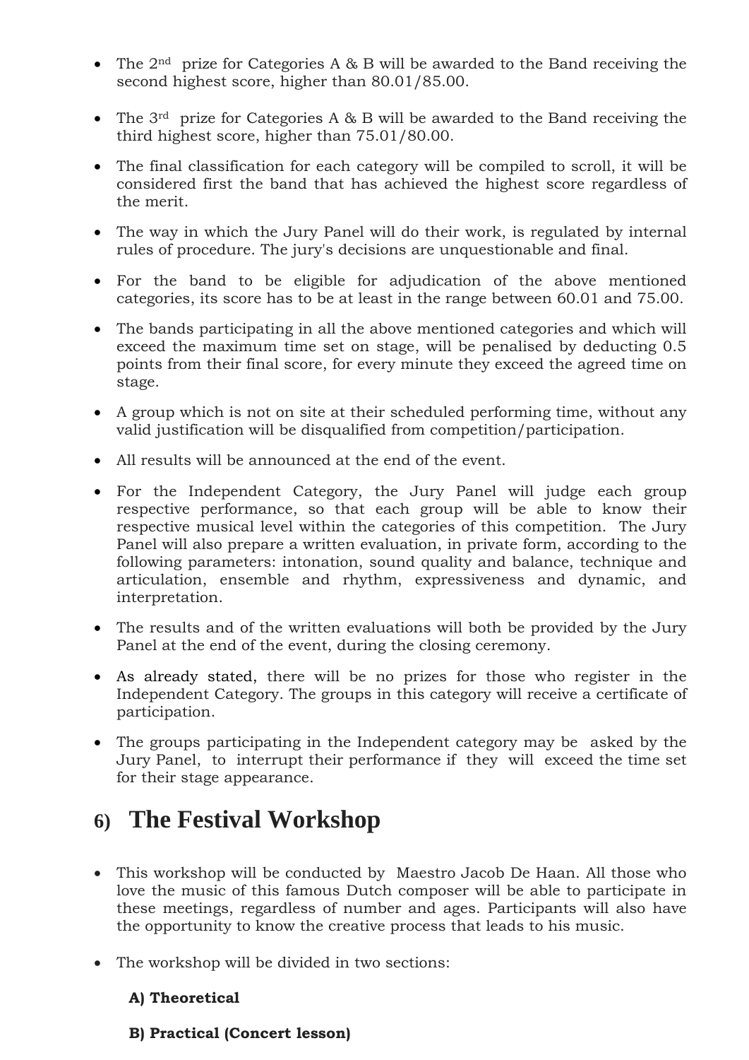- The 2nd prize for Categories A & B will be awarded to the Band receiving the second highest score, higher than 80.01/85.00.

- The 3rd prize for Categories A & B will be awarded to the Band receiving the third highest score, higher than 75.01/80.00.

- The final classification for each category will be compiled to scroll, it will be considered first the band that has achieved the highest score regardless of the merit.

- The way in which the Jury Panel will do their work, is regulated by internal rules of procedure. The jury's decisions are unquestionable and final.

- For the band to be eligible for adjudication of the above mentioned categories, its score has to be at least in the range between 60.01 and 75.00.

- The bands participating in all the above mentioned categories and which will exceed the maximum time set on stage, will be penalised by deducting 0.5 points from their final score, for every minute they exceed the agreed time on stage.

- A group which is not on site at their scheduled performing time, without any valid justification will be disqualified from competition/participation.

- All results will be announced at the end of the event.

- For the Independent Category, the Jury Panel will judge each group respective performance, so that each group will be able to know their respective musical level within the categories of this competition. The Jury Panel will also prepare a written evaluation, in private form, according to the following parameters: intonation, sound quality and balance, technique and articulation, ensemble and rhythm, expressiveness and dynamic, and interpretation.

- The results and of the written evaluations will both be provided by the Jury Panel at the end of the event, during the closing ceremony.

- As already stated, there will be no prizes for those who register in the Independent Category. The groups in this category will receive a certificate of participation.

- The groups participating in the Independent category may be asked by the Jury Panel, to interrupt their performance if they will exceed the time set for their stage appearance.

## 6) The Festival Workshop

- This workshop will be conducted by Maestro Jacob De Haan. All those who love the music of this famous Dutch composer will be able to participate in these meetings, regardless of number and ages. Participants will also have the opportunity to know the creative process that leads to his music.

- The workshop will be divided in two sections:

  **A) Theoretical**

  **B) Practical (Concert lesson)**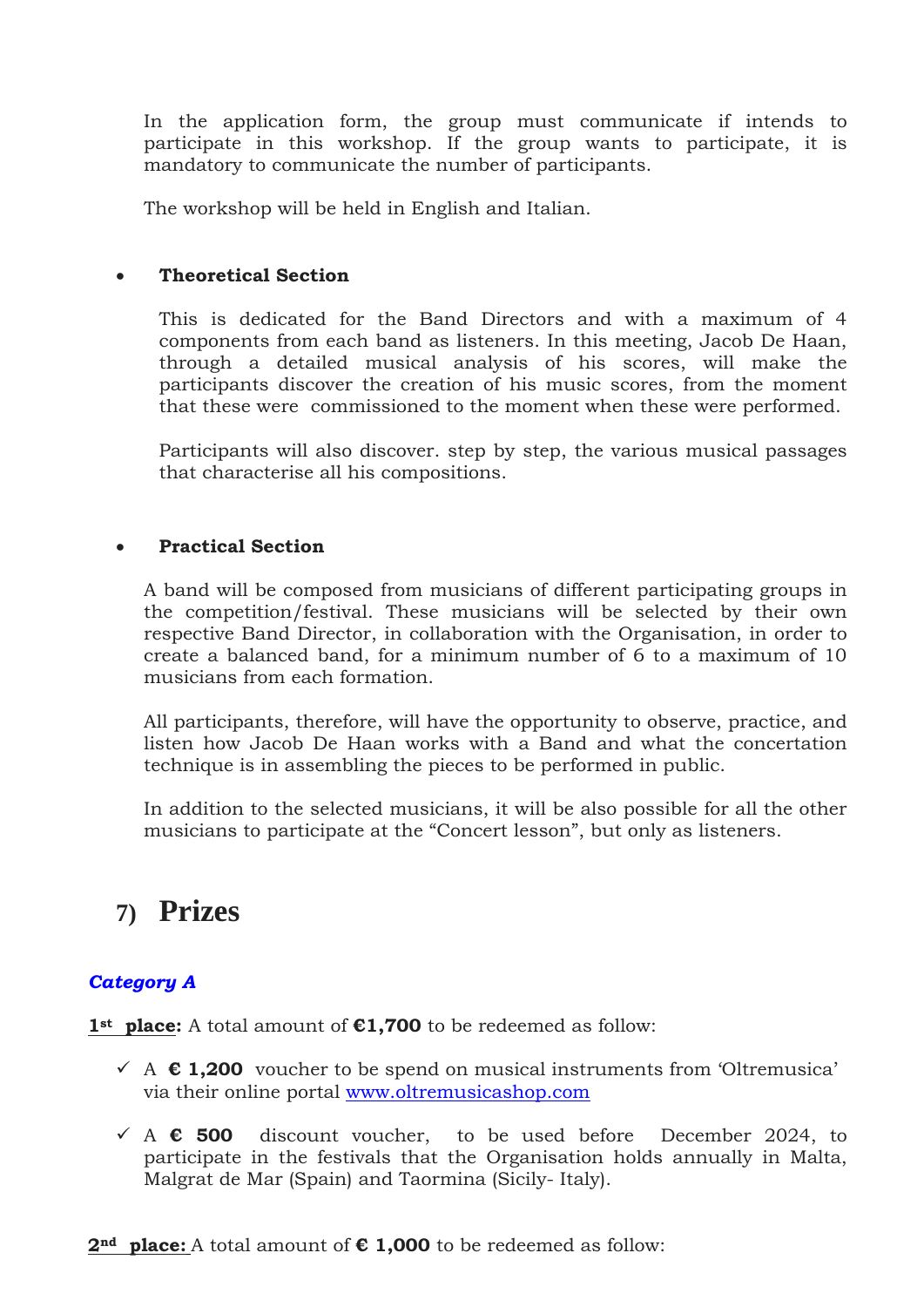In the application form, the group must communicate if intends to participate in this workshop. If the group wants to participate, it is mandatory to communicate the number of participants.

The workshop will be held in English and Italian.

- **Theoretical Section**

  This is dedicated for the Band Directors and with a maximum of 4 components from each band as listeners. In this meeting, Jacob De Haan, through a detailed musical analysis of his scores, will make the participants discover the creation of his music scores, from the moment that these were commissioned to the moment when these were performed.

  Participants will also discover. step by step, the various musical passages that characterise all his compositions.

- **Practical Section**

A band will be composed from musicians of different participating groups in the competition/festival. These musicians will be selected by their own respective Band Director, in collaboration with the Organisation, in order to create a balanced band, for a minimum number of 6 to a maximum of 10 musicians from each formation.

All participants, therefore, will have the opportunity to observe, practice, and listen how Jacob De Haan works with a Band and what the concertation technique is in assembling the pieces to be performed in public.

In addition to the selected musicians, it will be also possible for all the other musicians to participate at the "Concert lesson", but only as listeners.

## 7) Prizes

### *Category A*

**1st place:** A total amount of **€1,700** to be redeemed as follow:

- ✓ A **€ 1,200** voucher to be spend on musical instruments from 'Oltremusica' via their online portal www.oltremusicashop.com
- ✓ A **€ 500** discount voucher, to be used before December 2024, to participate in the festivals that the Organisation holds annually in Malta, Malgrat de Mar (Spain) and Taormina (Sicily- Italy).

**2nd place:** A total amount of **€ 1,000** to be redeemed as follow: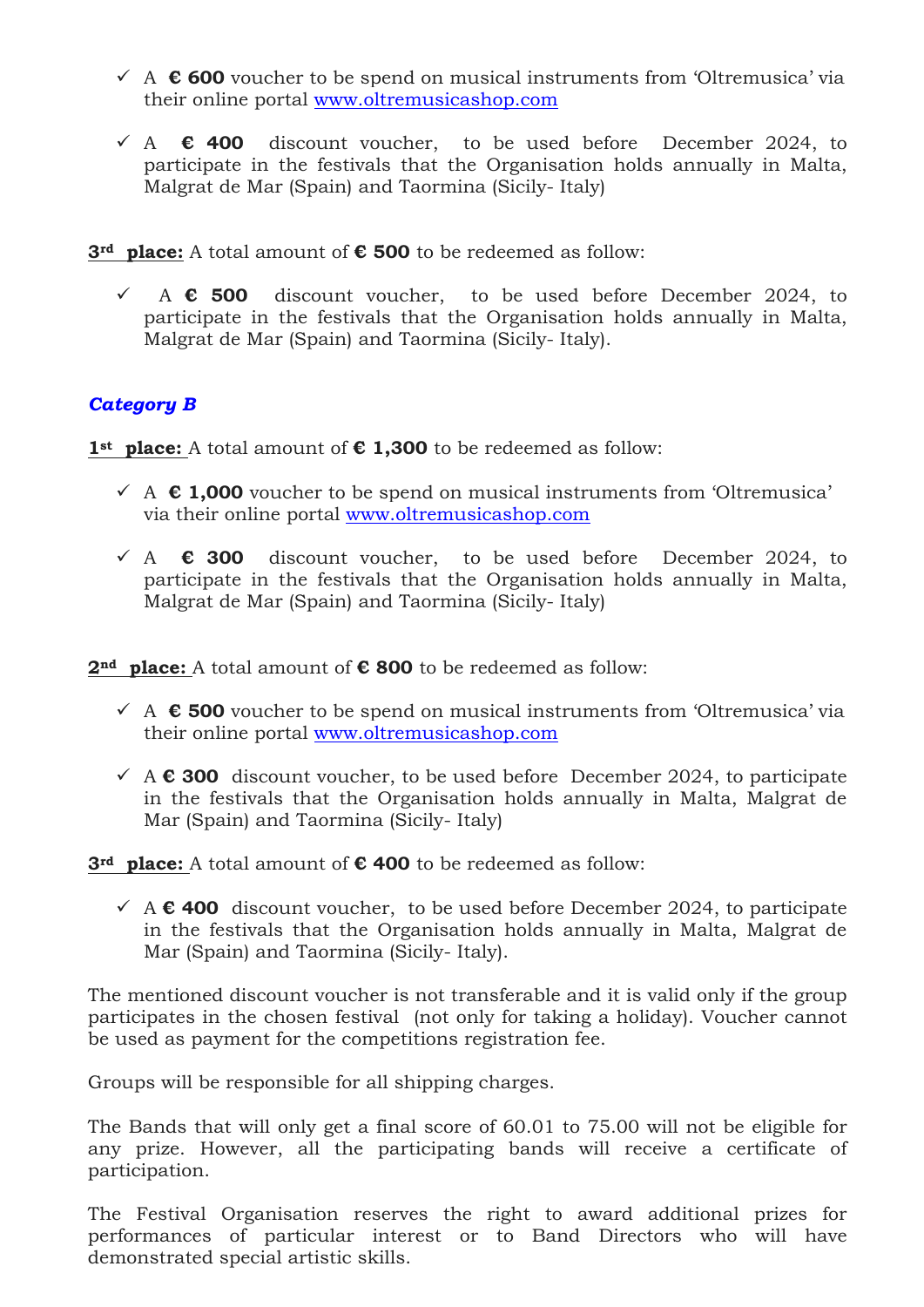- ✓ A **€ 600** voucher to be spend on musical instruments from 'Oltremusica' via their online portal [www.oltremusicashop.com](http://www.oltremusicashop.com)

- ✓ A **€ 400** discount voucher, to be used before December 2024, to participate in the festivals that the Organisation holds annually in Malta, Malgrat de Mar (Spain) and Taormina (Sicily- Italy)

**3rd place:** A total amount of **€ 500** to be redeemed as follow:

- ✓ A **€ 500** discount voucher, to be used before December 2024, to participate in the festivals that the Organisation holds annually in Malta, Malgrat de Mar (Spain) and Taormina (Sicily- Italy).

### *Category B*

**1st place:** A total amount of **€ 1,300** to be redeemed as follow:

- ✓ A **€ 1,000** voucher to be spend on musical instruments from 'Oltremusica' via their online portal [www.oltremusicashop.com](http://www.oltremusicashop.com)

- ✓ A **€ 300** discount voucher, to be used before December 2024, to participate in the festivals that the Organisation holds annually in Malta, Malgrat de Mar (Spain) and Taormina (Sicily- Italy)

**2nd place:** A total amount of **€ 800** to be redeemed as follow:

- ✓ A **€ 500** voucher to be spend on musical instruments from 'Oltremusica' via their online portal [www.oltremusicashop.com](http://www.oltremusicashop.com)

- ✓ A **€ 300** discount voucher, to be used before December 2024, to participate in the festivals that the Organisation holds annually in Malta, Malgrat de Mar (Spain) and Taormina (Sicily- Italy)

**3rd place:** A total amount of **€ 400** to be redeemed as follow:

- ✓ A **€ 400** discount voucher, to be used before December 2024, to participate in the festivals that the Organisation holds annually in Malta, Malgrat de Mar (Spain) and Taormina (Sicily- Italy).

The mentioned discount voucher is not transferable and it is valid only if the group participates in the chosen festival (not only for taking a holiday). Voucher cannot be used as payment for the competitions registration fee.

Groups will be responsible for all shipping charges.

The Bands that will only get a final score of 60.01 to 75.00 will not be eligible for any prize. However, all the participating bands will receive a certificate of participation.

The Festival Organisation reserves the right to award additional prizes for performances of particular interest or to Band Directors who will have demonstrated special artistic skills.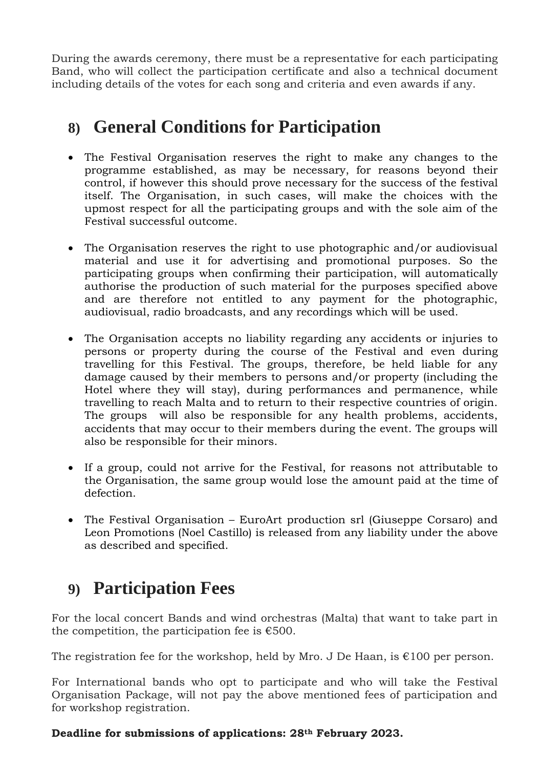During the awards ceremony, there must be a representative for each participating Band, who will collect the participation certificate and also a technical document including details of the votes for each song and criteria and even awards if any.

## 8) General Conditions for Participation

- The Festival Organisation reserves the right to make any changes to the programme established, as may be necessary, for reasons beyond their control, if however this should prove necessary for the success of the festival itself. The Organisation, in such cases, will make the choices with the upmost respect for all the participating groups and with the sole aim of the Festival successful outcome.

- The Organisation reserves the right to use photographic and/or audiovisual material and use it for advertising and promotional purposes. So the participating groups when confirming their participation, will automatically authorise the production of such material for the purposes specified above and are therefore not entitled to any payment for the photographic, audiovisual, radio broadcasts, and any recordings which will be used.

- The Organisation accepts no liability regarding any accidents or injuries to persons or property during the course of the Festival and even during travelling for this Festival. The groups, therefore, be held liable for any damage caused by their members to persons and/or property (including the Hotel where they will stay), during performances and permanence, while travelling to reach Malta and to return to their respective countries of origin. The groups will also be responsible for any health problems, accidents, accidents that may occur to their members during the event. The groups will also be responsible for their minors.

- If a group, could not arrive for the Festival, for reasons not attributable to the Organisation, the same group would lose the amount paid at the time of defection.

- The Festival Organisation – EuroArt production srl (Giuseppe Corsaro) and Leon Promotions (Noel Castillo) is released from any liability under the above as described and specified.

## 9) Participation Fees

For the local concert Bands and wind orchestras (Malta) that want to take part in the competition, the participation fee is €500.

The registration fee for the workshop, held by Mro. J De Haan, is €100 per person.

For International bands who opt to participate and who will take the Festival Organisation Package, will not pay the above mentioned fees of participation and for workshop registration.

**Deadline for submissions of applications: 28th February 2023.**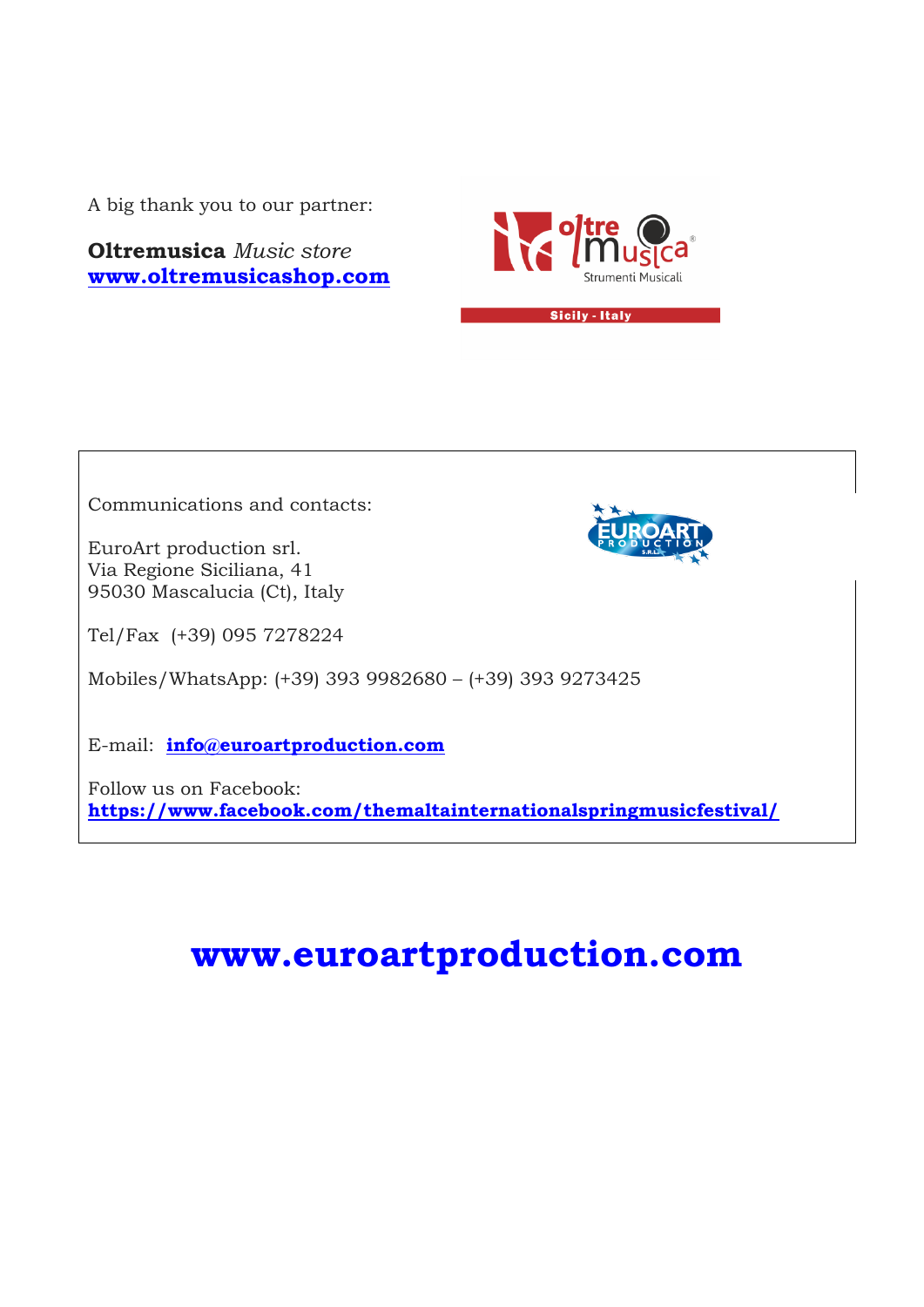A big thank you to our partner:

**Oltremusica** *Music store*
**[www.oltremusicashop.com](http://www.oltremusicashop.com)**

Communications and contacts:

EuroArt production srl.
Via Regione Siciliana, 41
95030 Mascalucia (Ct), Italy

Tel/Fax (+39) 095 7278224

Mobiles/WhatsApp: (+39) 393 9982680 – (+39) 393 9273425

E-mail: **info@euroartproduction.com**

Follow us on Facebook:
**https://www.facebook.com/themaltainternationalspringmusicfestival/**

# www.euroartproduction.com